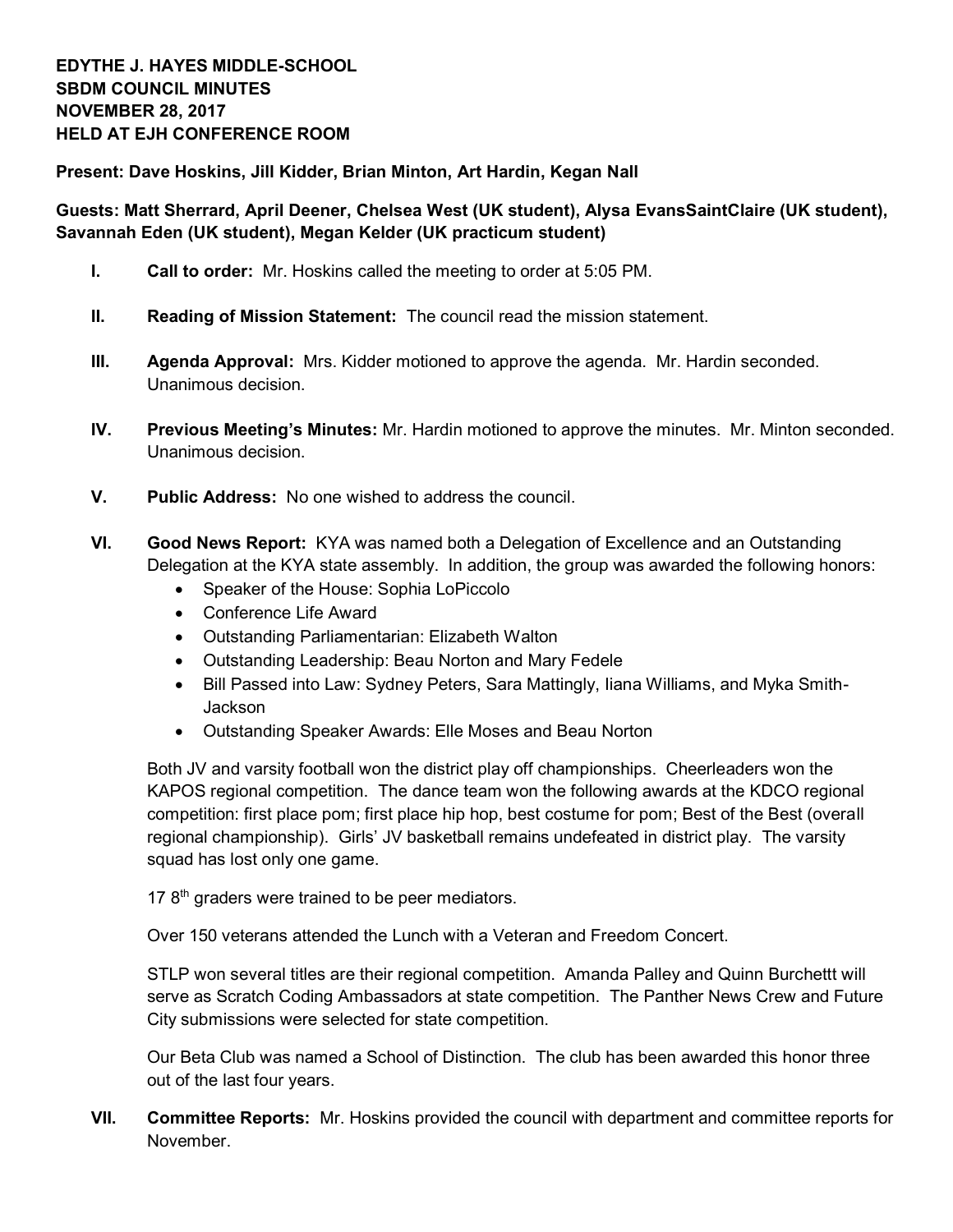**EDYTHE J. HAYES MIDDLE-SCHOOL**
**SBDM COUNCIL MINUTES**
**NOVEMBER 28, 2017**
**HELD AT EJH CONFERENCE ROOM**

**Present: Dave Hoskins, Jill Kidder, Brian Minton, Art Hardin, Kegan Nall**

**Guests: Matt Sherrard, April Deener, Chelsea West (UK student), Alysa EvansSaintClaire (UK student), Savannah Eden (UK student), Megan Kelder (UK practicum student)**

I. **Call to order:** Mr. Hoskins called the meeting to order at 5:05 PM.

II. **Reading of Mission Statement:** The council read the mission statement.

III. **Agenda Approval:** Mrs. Kidder motioned to approve the agenda. Mr. Hardin seconded. Unanimous decision.

IV. **Previous Meeting's Minutes:** Mr. Hardin motioned to approve the minutes. Mr. Minton seconded. Unanimous decision.

V. **Public Address:** No one wished to address the council.

VI. **Good News Report:** KYA was named both a Delegation of Excellence and an Outstanding Delegation at the KYA state assembly. In addition, the group was awarded the following honors:
   - Speaker of the House: Sophia LoPiccolo
   - Conference Life Award
   - Outstanding Parliamentarian: Elizabeth Walton
   - Outstanding Leadership: Beau Norton and Mary Fedele
   - Bill Passed into Law: Sydney Peters, Sara Mattingly, Iiana Williams, and Myka Smith-Jackson
   - Outstanding Speaker Awards: Elle Moses and Beau Norton

   Both JV and varsity football won the district play off championships. Cheerleaders won the KAPOS regional competition. The dance team won the following awards at the KDCO regional competition: first place pom; first place hip hop, best costume for pom; Best of the Best (overall regional championship). Girls' JV basketball remains undefeated in district play. The varsity squad has lost only one game.

   17 8th graders were trained to be peer mediators.

   Over 150 veterans attended the Lunch with a Veteran and Freedom Concert.

   STLP won several titles are their regional competition. Amanda Palley and Quinn Burchettt will serve as Scratch Coding Ambassadors at state competition. The Panther News Crew and Future City submissions were selected for state competition.

   Our Beta Club was named a School of Distinction. The club has been awarded this honor three out of the last four years.

VII. **Committee Reports:** Mr. Hoskins provided the council with department and committee reports for November.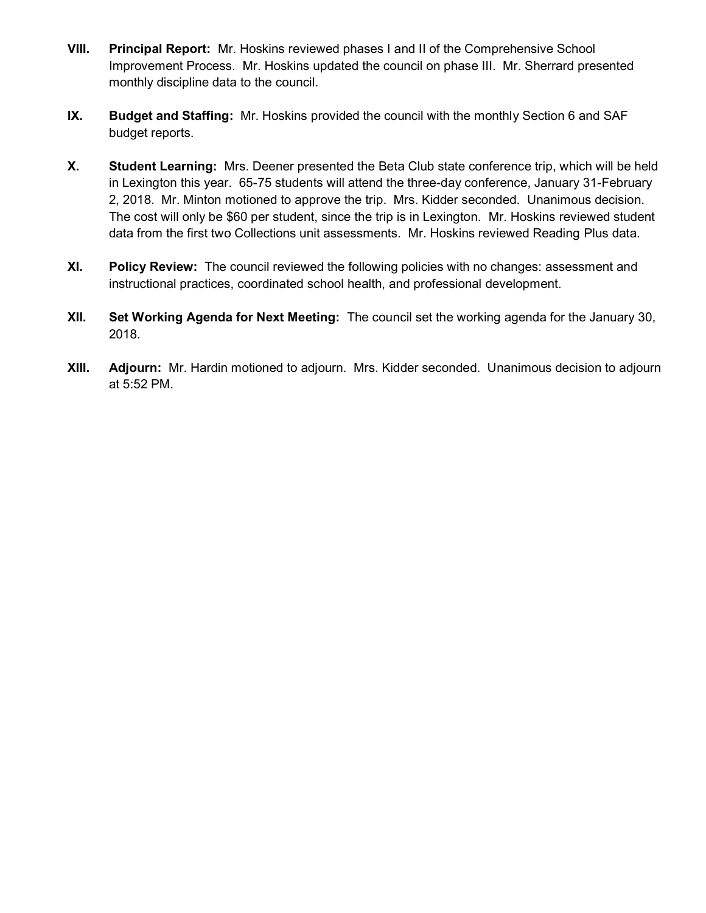**VIII.** **Principal Report:** Mr. Hoskins reviewed phases I and II of the Comprehensive School Improvement Process. Mr. Hoskins updated the council on phase III. Mr. Sherrard presented monthly discipline data to the council.

**IX.** **Budget and Staffing:** Mr. Hoskins provided the council with the monthly Section 6 and SAF budget reports.

**X.** **Student Learning:** Mrs. Deener presented the Beta Club state conference trip, which will be held in Lexington this year. 65-75 students will attend the three-day conference, January 31-February 2, 2018. Mr. Minton motioned to approve the trip. Mrs. Kidder seconded. Unanimous decision. The cost will only be $60 per student, since the trip is in Lexington. Mr. Hoskins reviewed student data from the first two Collections unit assessments. Mr. Hoskins reviewed Reading Plus data.

**XI.** **Policy Review:** The council reviewed the following policies with no changes: assessment and instructional practices, coordinated school health, and professional development.

**XII.** **Set Working Agenda for Next Meeting:** The council set the working agenda for the January 30, 2018.

**XIII.** **Adjourn:** Mr. Hardin motioned to adjourn. Mrs. Kidder seconded. Unanimous decision to adjourn at 5:52 PM.